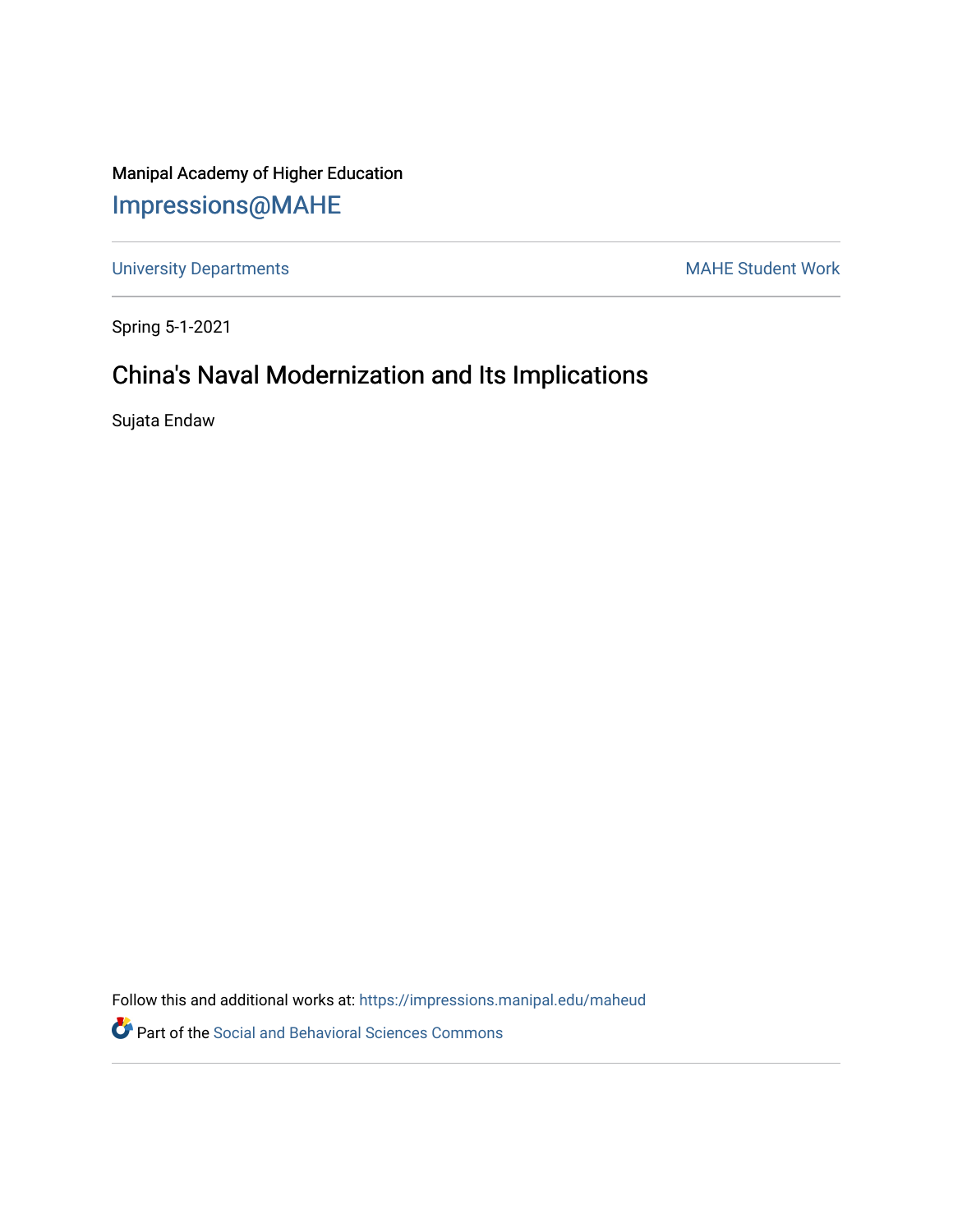Manipal Academy of Higher Education

# Impressions@MAHE

University Departments | MAHE Student Work

Spring 5-1-2021

## China's Naval Modernization and Its Implications

Sujata Endaw

Follow this and additional works at: https://impressions.manipal.edu/maheud

Part of the Social and Behavioral Sciences Commons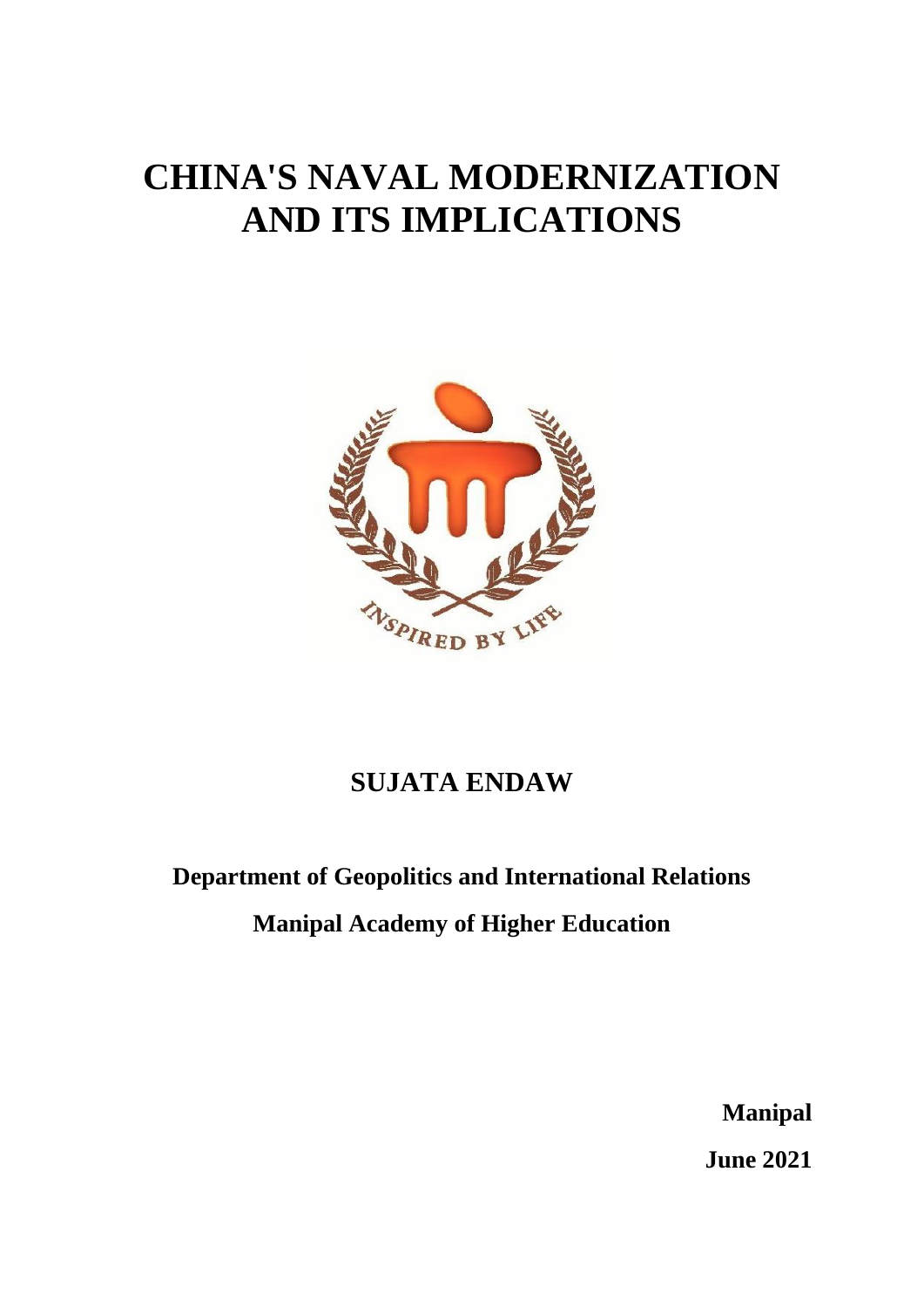# CHINA'S NAVAL MODERNIZATION AND ITS IMPLICATIONS

**SUJATA ENDAW**

**Department of Geopolitics and International Relations**

**Manipal Academy of Higher Education**

**Manipal**

**June 2021**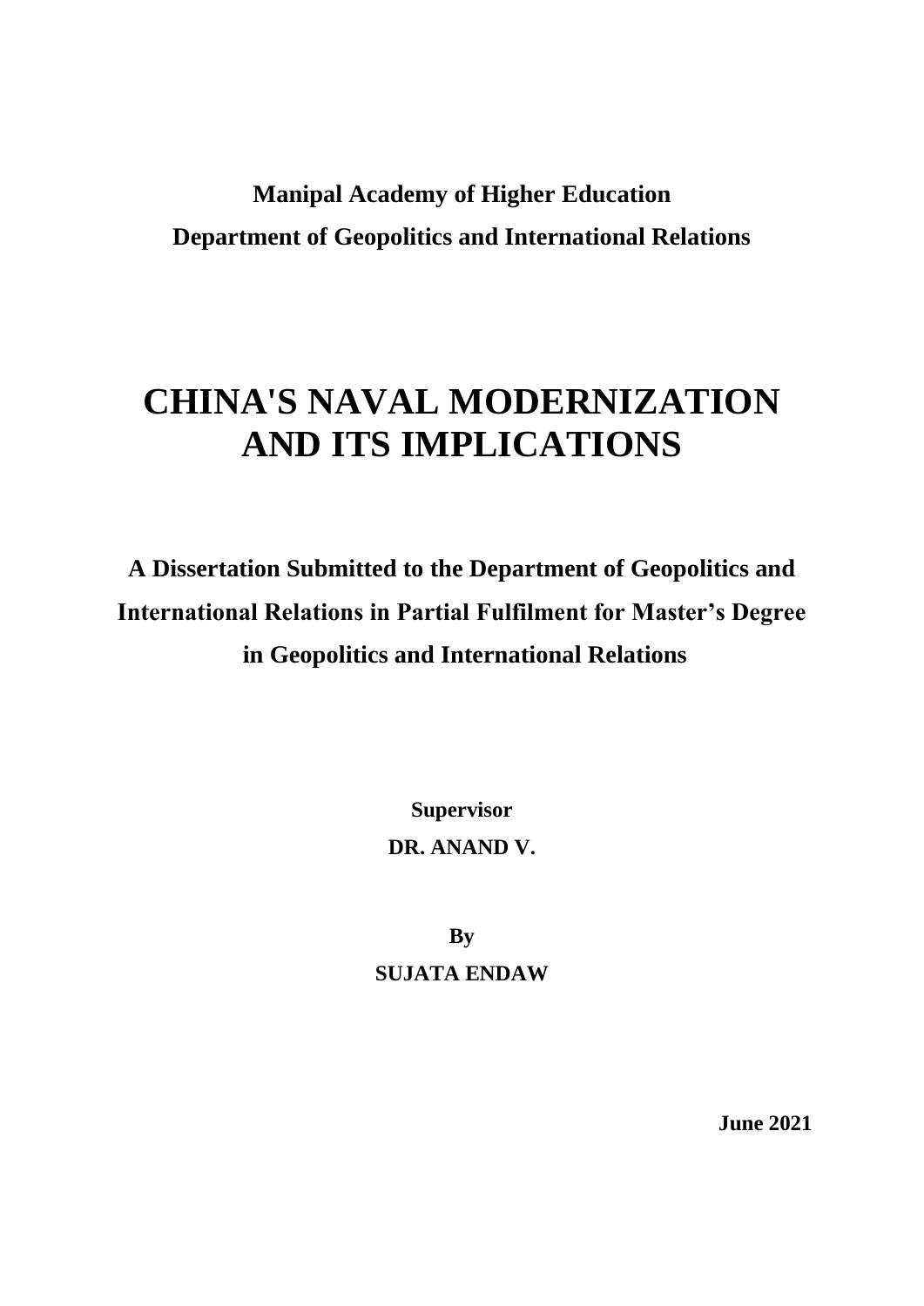**Manipal Academy of Higher Education**

**Department of Geopolitics and International Relations**

# CHINA'S NAVAL MODERNIZATION AND ITS IMPLICATIONS

**A Dissertation Submitted to the Department of Geopolitics and International Relations in Partial Fulfilment for Master's Degree in Geopolitics and International Relations**

**Supervisor**

**DR. ANAND V.**

**By**

**SUJATA ENDAW**

**June 2021**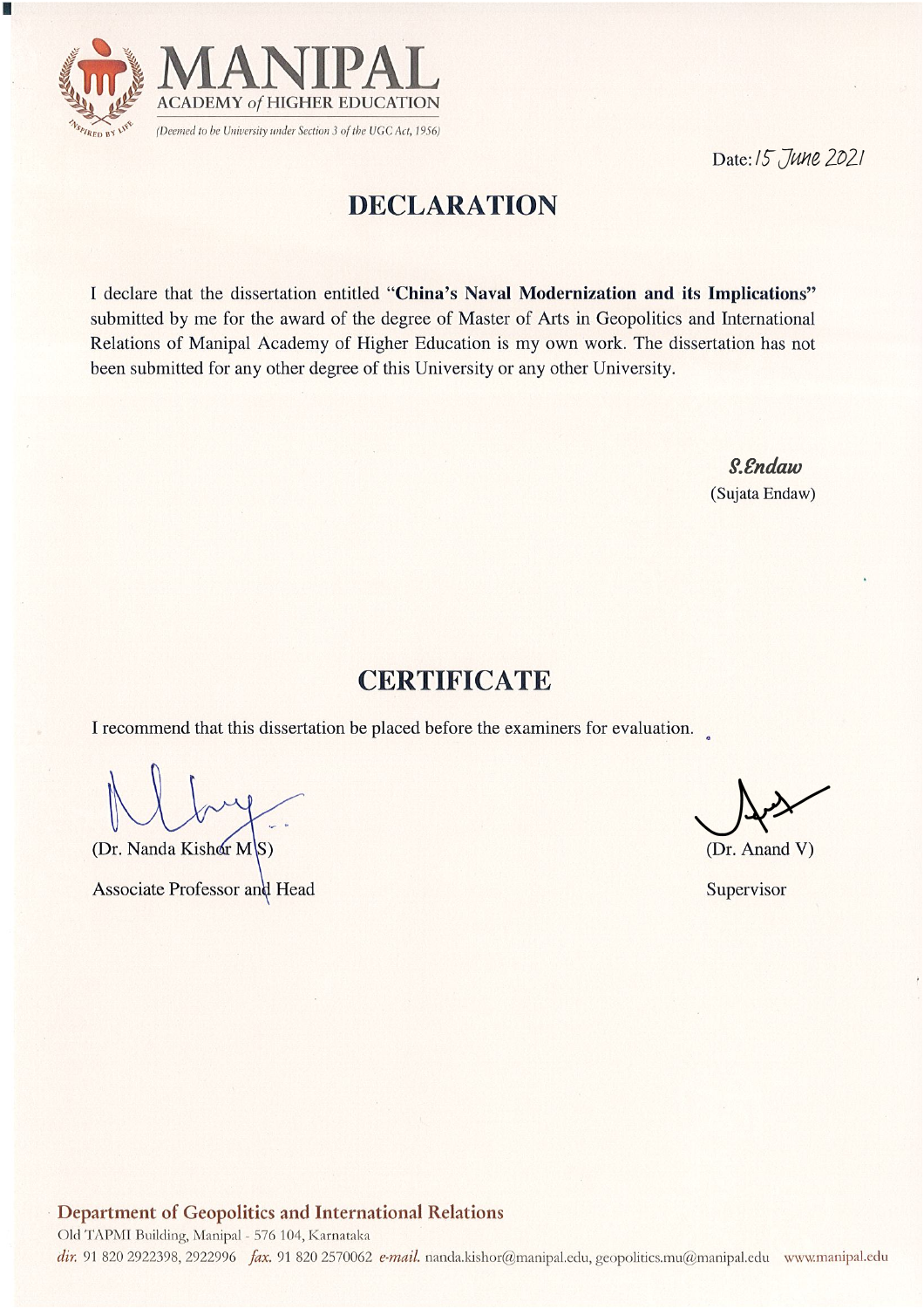**MANIPAL**
ACADEMY *of* HIGHER EDUCATION
*(Deemed to be University under Section 3 of the UGC Act, 1956)*

Date: 15 June 2021

# DECLARATION

I declare that the dissertation entitled "**China's Naval Modernization and its Implications**" submitted by me for the award of the degree of Master of Arts in Geopolitics and International Relations of Manipal Academy of Higher Education is my own work. The dissertation has not been submitted for any other degree of this University or any other University.

S.Endaw
(Sujata Endaw)

# CERTIFICATE

I recommend that this dissertation be placed before the examiners for evaluation.

(Dr. Nanda Kishor M S)
Associate Professor and Head

(Dr. Anand V)
Supervisor

**Department of Geopolitics and International Relations**
Old TAPMI Building, Manipal - 576 104, Karnataka
*dir.* 91 820 2922398, 2922996 *fax.* 91 820 2570062 *e-mail.* nanda.kishor@manipal.edu, geopolitics.mu@manipal.edu www.manipal.edu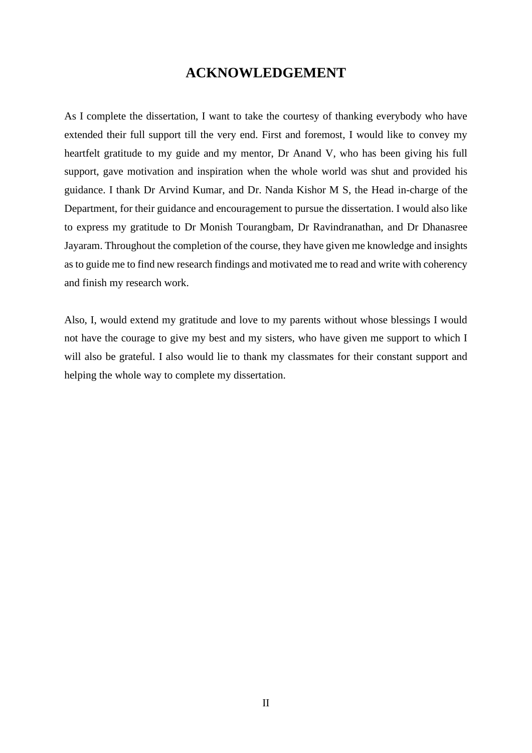# ACKNOWLEDGEMENT

As I complete the dissertation, I want to take the courtesy of thanking everybody who have extended their full support till the very end. First and foremost, I would like to convey my heartfelt gratitude to my guide and my mentor, Dr Anand V, who has been giving his full support, gave motivation and inspiration when the whole world was shut and provided his guidance. I thank Dr Arvind Kumar, and Dr. Nanda Kishor M S, the Head in-charge of the Department, for their guidance and encouragement to pursue the dissertation. I would also like to express my gratitude to Dr Monish Tourangbam, Dr Ravindranathan, and Dr Dhanasree Jayaram. Throughout the completion of the course, they have given me knowledge and insights as to guide me to find new research findings and motivated me to read and write with coherency and finish my research work.

Also, I, would extend my gratitude and love to my parents without whose blessings I would not have the courage to give my best and my sisters, who have given me support to which I will also be grateful. I also would lie to thank my classmates for their constant support and helping the whole way to complete my dissertation.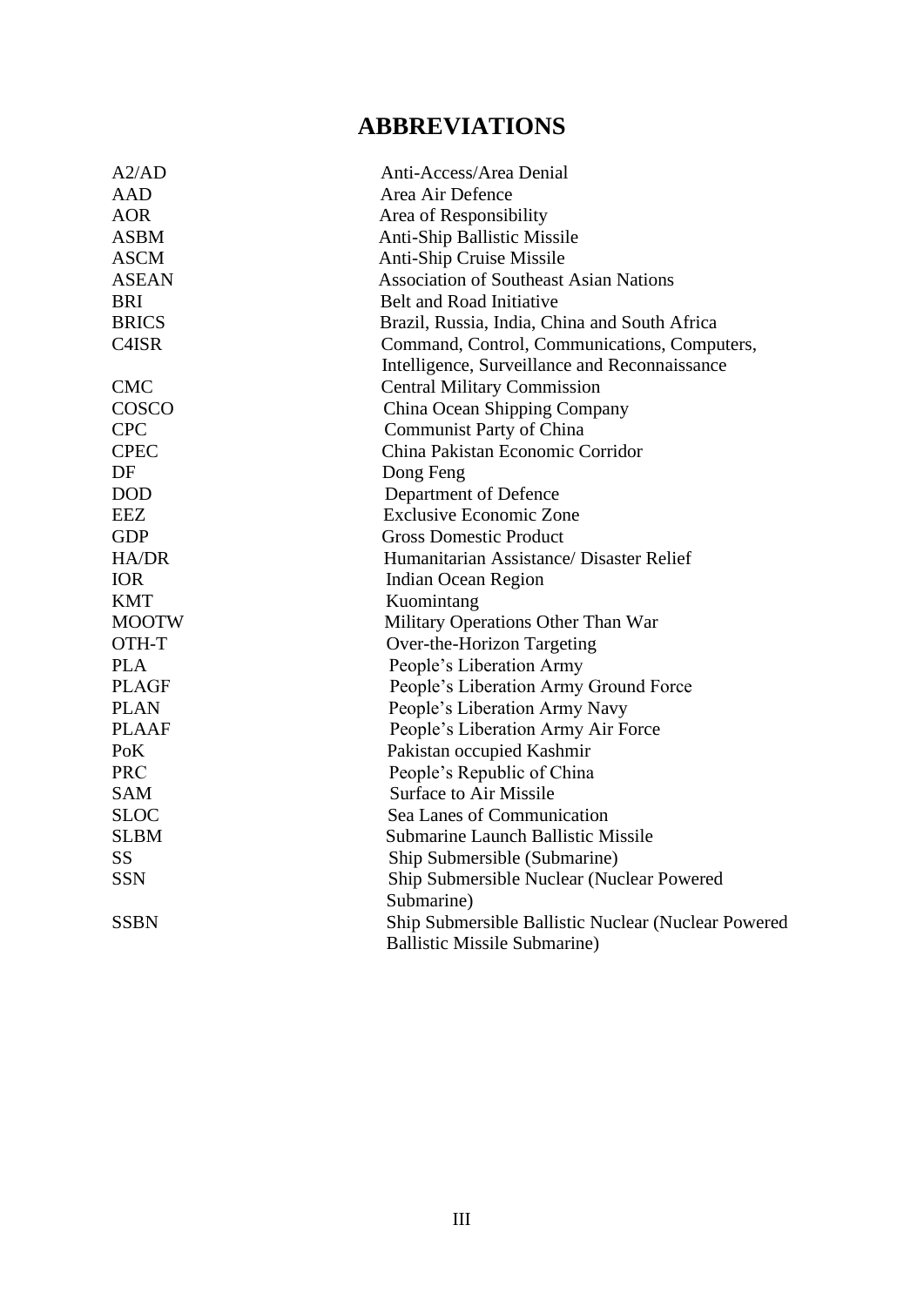# ABBREVIATIONS

| | |
|---|---|
| A2/AD | Anti-Access/Area Denial |
| AAD | Area Air Defence |
| AOR | Area of Responsibility |
| ASBM | Anti-Ship Ballistic Missile |
| ASCM | Anti-Ship Cruise Missile |
| ASEAN | Association of Southeast Asian Nations |
| BRI | Belt and Road Initiative |
| BRICS | Brazil, Russia, India, China and South Africa |
| C4ISR | Command, Control, Communications, Computers, Intelligence, Surveillance and Reconnaissance |
| CMC | Central Military Commission |
| COSCO | China Ocean Shipping Company |
| CPC | Communist Party of China |
| CPEC | China Pakistan Economic Corridor |
| DF | Dong Feng |
| DOD | Department of Defence |
| EEZ | Exclusive Economic Zone |
| GDP | Gross Domestic Product |
| HA/DR | Humanitarian Assistance/ Disaster Relief |
| IOR | Indian Ocean Region |
| KMT | Kuomintang |
| MOOTW | Military Operations Other Than War |
| OTH-T | Over-the-Horizon Targeting |
| PLA | People's Liberation Army |
| PLAGF | People's Liberation Army Ground Force |
| PLAN | People's Liberation Army Navy |
| PLAAF | People's Liberation Army Air Force |
| PoK | Pakistan occupied Kashmir |
| PRC | People's Republic of China |
| SAM | Surface to Air Missile |
| SLOC | Sea Lanes of Communication |
| SLBM | Submarine Launch Ballistic Missile |
| SS | Ship Submersible (Submarine) |
| SSN | Ship Submersible Nuclear (Nuclear Powered Submarine) |
| SSBN | Ship Submersible Ballistic Nuclear (Nuclear Powered Ballistic Missile Submarine) |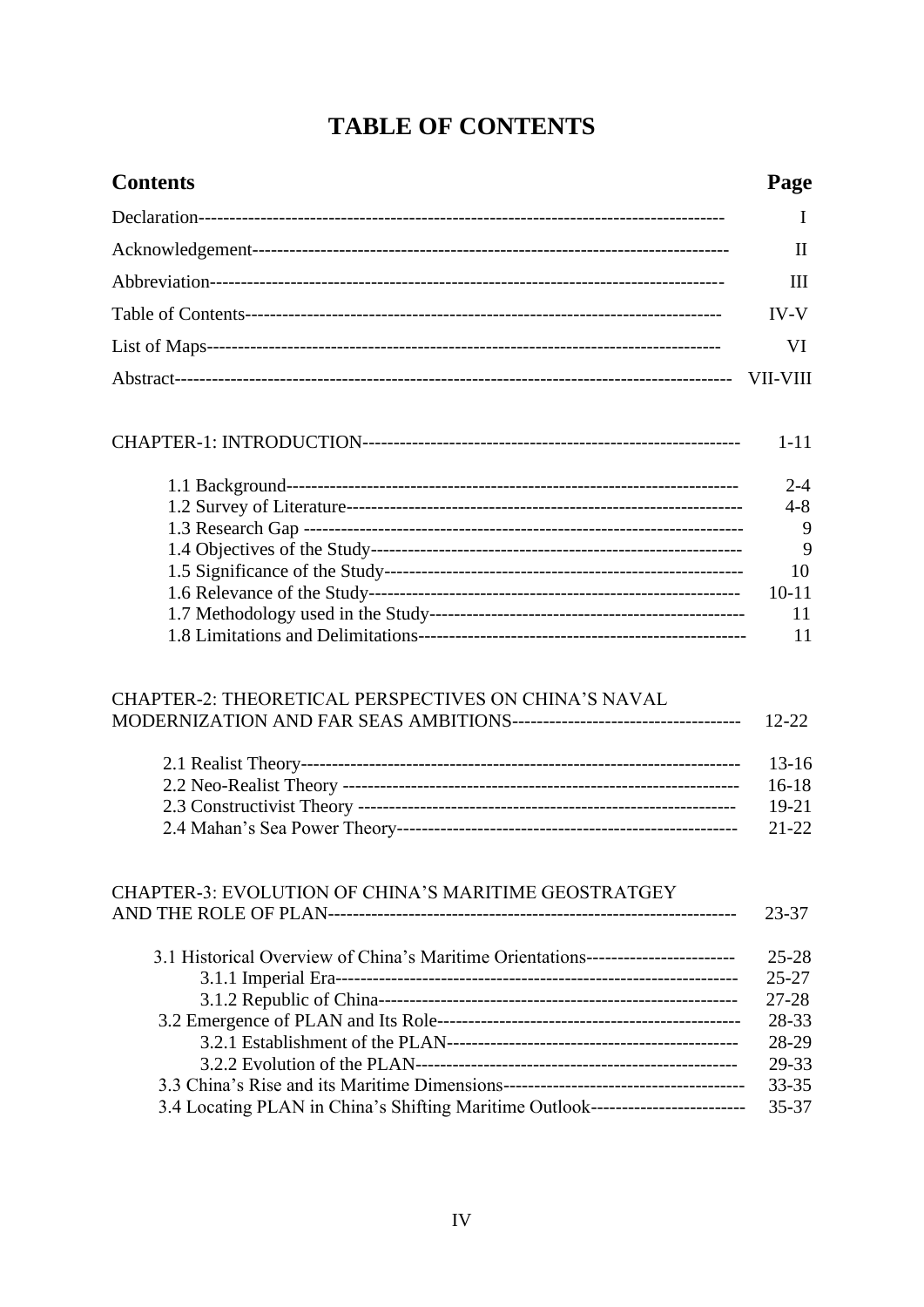# TABLE OF CONTENTS

| Contents | Page |
|---|---|
| Declaration | I |
| Acknowledgement | II |
| Abbreviation | III |
| Table of Contents | IV-V |
| List of Maps | VI |
| Abstract | VII-VIII |
| CHAPTER-1: INTRODUCTION | 1-11 |
| 1.1 Background | 2-4 |
| 1.2 Survey of Literature | 4-8 |
| 1.3 Research Gap | 9 |
| 1.4 Objectives of the Study | 9 |
| 1.5 Significance of the Study | 10 |
| 1.6 Relevance of the Study | 10-11 |
| 1.7 Methodology used in the Study | 11 |
| 1.8 Limitations and Delimitations | 11 |
| CHAPTER-2: THEORETICAL PERSPECTIVES ON CHINA'S NAVAL MODERNIZATION AND FAR SEAS AMBITIONS | 12-22 |
| 2.1 Realist Theory | 13-16 |
| 2.2 Neo-Realist Theory | 16-18 |
| 2.3 Constructivist Theory | 19-21 |
| 2.4 Mahan's Sea Power Theory | 21-22 |
| CHAPTER-3: EVOLUTION OF CHINA'S MARITIME GEOSTRATGEY AND THE ROLE OF PLAN | 23-37 |
| 3.1 Historical Overview of China's Maritime Orientations | 25-28 |
| 3.1.1 Imperial Era | 25-27 |
| 3.1.2 Republic of China | 27-28 |
| 3.2 Emergence of PLAN and Its Role | 28-33 |
| 3.2.1 Establishment of the PLAN | 28-29 |
| 3.2.2 Evolution of the PLAN | 29-33 |
| 3.3 China's Rise and its Maritime Dimensions | 33-35 |
| 3.4 Locating PLAN in China's Shifting Maritime Outlook | 35-37 |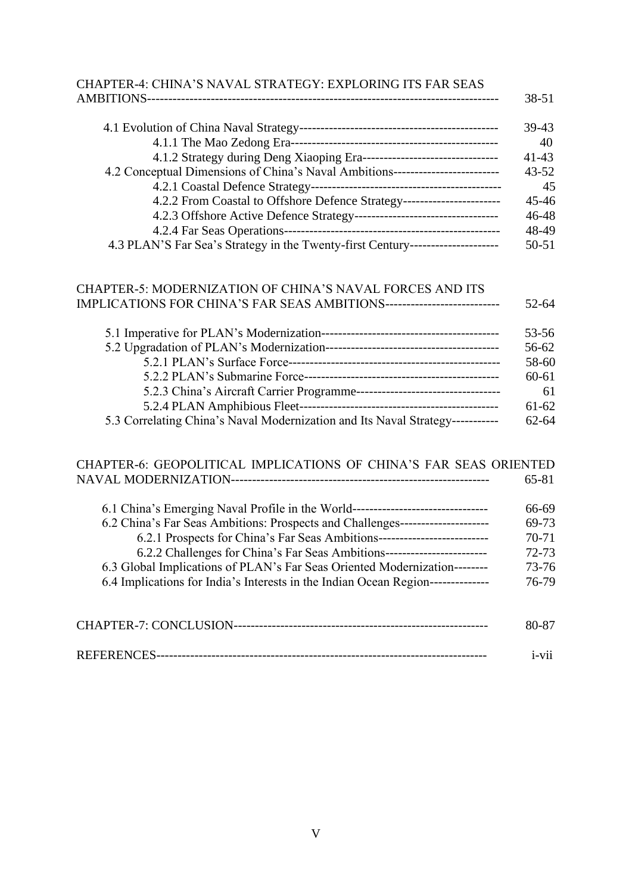| | |
|---|---|
| CHAPTER-4: CHINA'S NAVAL STRATEGY: EXPLORING ITS FAR SEAS AMBITIONS | 38-51 |
| 4.1 Evolution of China Naval Strategy | 39-43 |
| 4.1.1 The Mao Zedong Era | 40 |
| 4.1.2 Strategy during Deng Xiaoping Era | 41-43 |
| 4.2 Conceptual Dimensions of China's Naval Ambitions | 43-52 |
| 4.2.1 Coastal Defence Strategy | 45 |
| 4.2.2 From Coastal to Offshore Defence Strategy | 45-46 |
| 4.2.3 Offshore Active Defence Strategy | 46-48 |
| 4.2.4 Far Seas Operations | 48-49 |
| 4.3 PLAN'S Far Sea's Strategy in the Twenty-first Century | 50-51 |
| CHAPTER-5: MODERNIZATION OF CHINA'S NAVAL FORCES AND ITS IMPLICATIONS FOR CHINA'S FAR SEAS AMBITIONS | 52-64 |
| 5.1 Imperative for PLAN's Modernization | 53-56 |
| 5.2 Upgradation of PLAN's Modernization | 56-62 |
| 5.2.1 PLAN's Surface Force | 58-60 |
| 5.2.2 PLAN's Submarine Force | 60-61 |
| 5.2.3 China's Aircraft Carrier Programme | 61 |
| 5.2.4 PLAN Amphibious Fleet | 61-62 |
| 5.3 Correlating China's Naval Modernization and Its Naval Strategy | 62-64 |
| CHAPTER-6: GEOPOLITICAL IMPLICATIONS OF CHINA'S FAR SEAS ORIENTED NAVAL MODERNIZATION | 65-81 |
| 6.1 China's Emerging Naval Profile in the World | 66-69 |
| 6.2 China's Far Seas Ambitions: Prospects and Challenges | 69-73 |
| 6.2.1 Prospects for China's Far Seas Ambitions | 70-71 |
| 6.2.2 Challenges for China's Far Seas Ambitions | 72-73 |
| 6.3 Global Implications of PLAN's Far Seas Oriented Modernization | 73-76 |
| 6.4 Implications for India's Interests in the Indian Ocean Region | 76-79 |
| CHAPTER-7: CONCLUSION | 80-87 |
| REFERENCES | i-vii |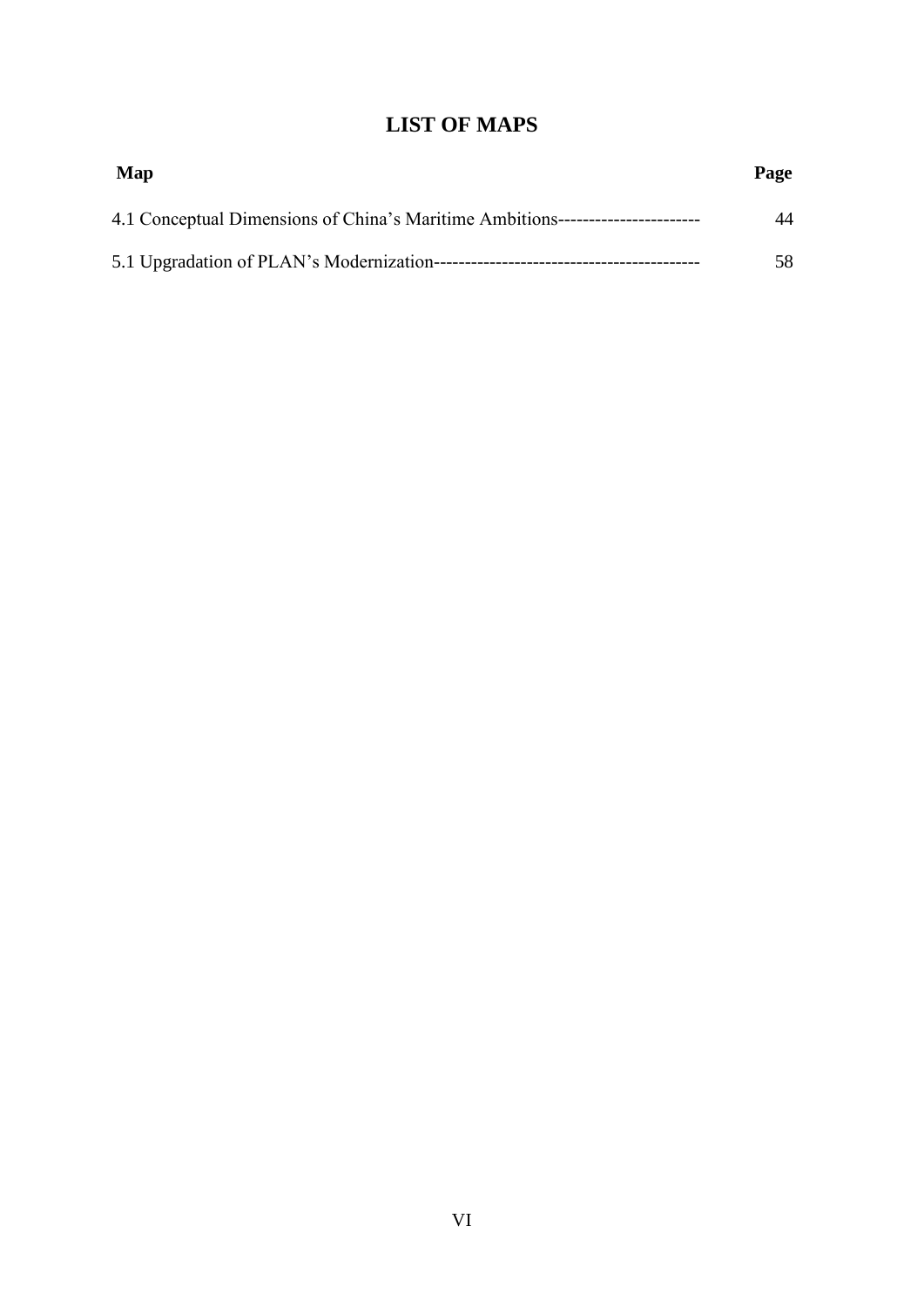# LIST OF MAPS

| Map | Page |
|---|---|
| 4.1 Conceptual Dimensions of China's Maritime Ambitions---------------------- | 44 |
| 5.1 Upgradation of PLAN's Modernization------------------------------------------ | 58 |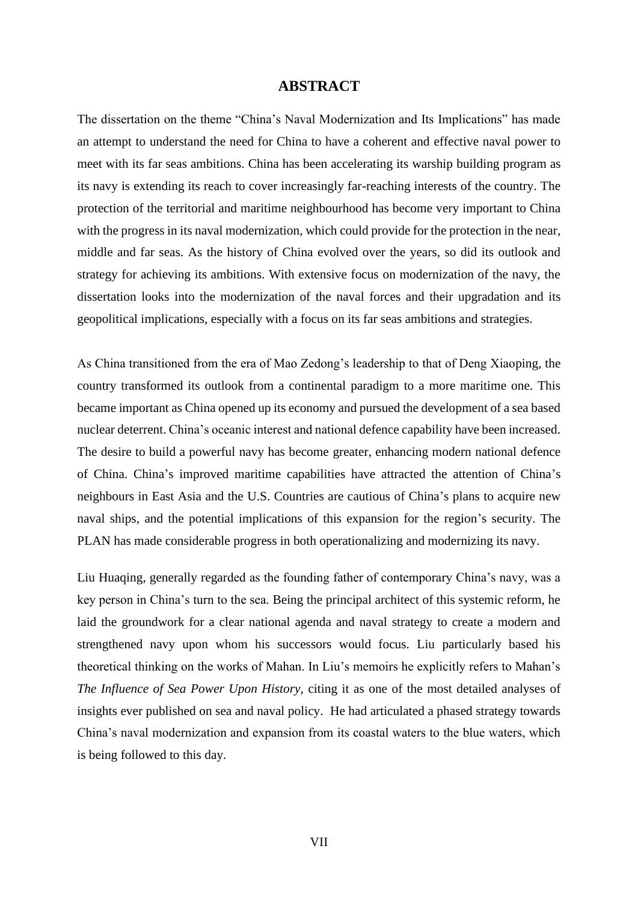# ABSTRACT

The dissertation on the theme "China's Naval Modernization and Its Implications" has made an attempt to understand the need for China to have a coherent and effective naval power to meet with its far seas ambitions. China has been accelerating its warship building program as its navy is extending its reach to cover increasingly far-reaching interests of the country. The protection of the territorial and maritime neighbourhood has become very important to China with the progress in its naval modernization, which could provide for the protection in the near, middle and far seas. As the history of China evolved over the years, so did its outlook and strategy for achieving its ambitions. With extensive focus on modernization of the navy, the dissertation looks into the modernization of the naval forces and their upgradation and its geopolitical implications, especially with a focus on its far seas ambitions and strategies.

As China transitioned from the era of Mao Zedong's leadership to that of Deng Xiaoping, the country transformed its outlook from a continental paradigm to a more maritime one. This became important as China opened up its economy and pursued the development of a sea based nuclear deterrent. China's oceanic interest and national defence capability have been increased. The desire to build a powerful navy has become greater, enhancing modern national defence of China. China's improved maritime capabilities have attracted the attention of China's neighbours in East Asia and the U.S. Countries are cautious of China's plans to acquire new naval ships, and the potential implications of this expansion for the region's security. The PLAN has made considerable progress in both operationalizing and modernizing its navy.

Liu Huaqing, generally regarded as the founding father of contemporary China's navy, was a key person in China's turn to the sea. Being the principal architect of this systemic reform, he laid the groundwork for a clear national agenda and naval strategy to create a modern and strengthened navy upon whom his successors would focus. Liu particularly based his theoretical thinking on the works of Mahan. In Liu's memoirs he explicitly refers to Mahan's *The Influence of Sea Power Upon History*, citing it as one of the most detailed analyses of insights ever published on sea and naval policy. He had articulated a phased strategy towards China's naval modernization and expansion from its coastal waters to the blue waters, which is being followed to this day.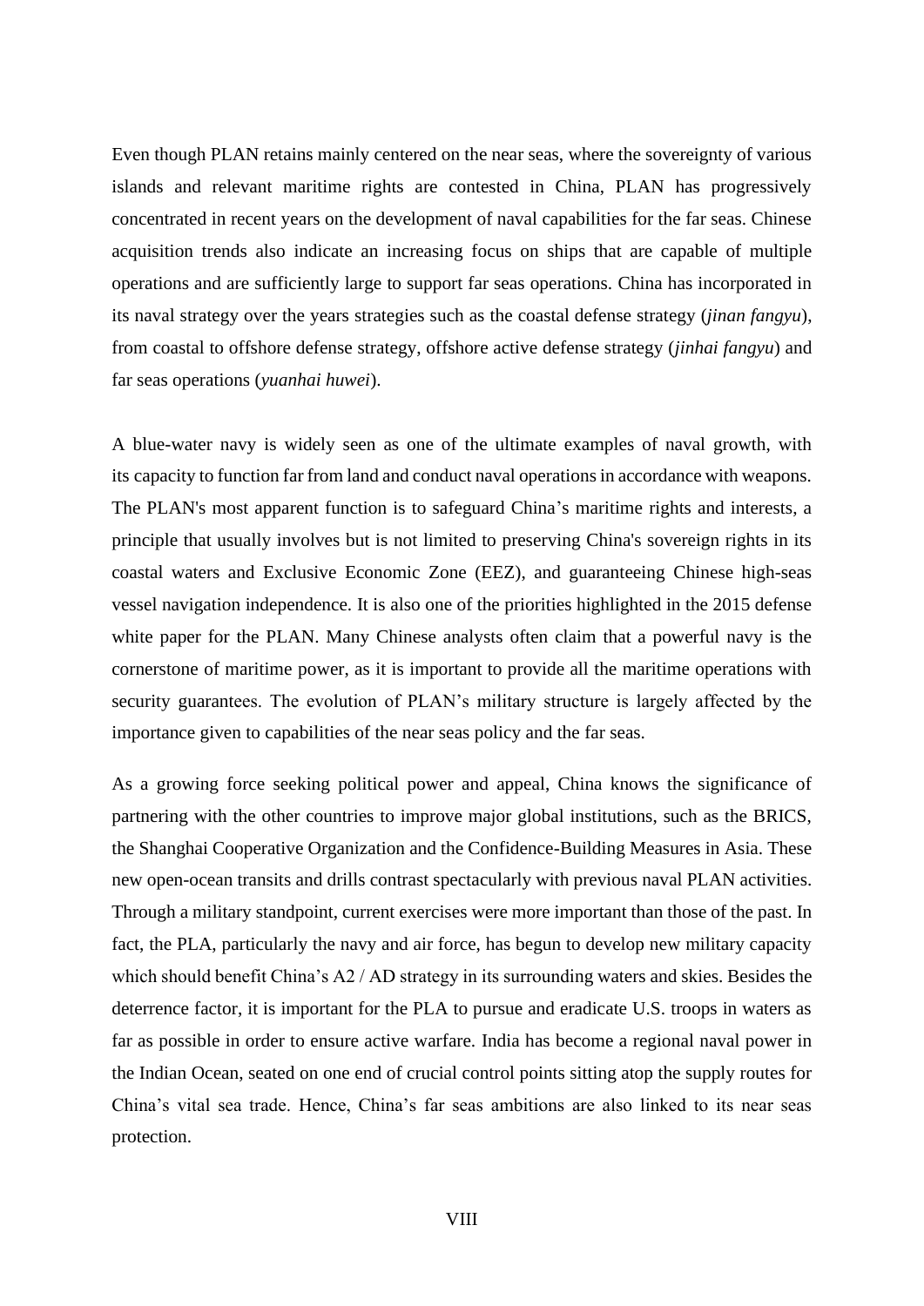Even though PLAN retains mainly centered on the near seas, where the sovereignty of various islands and relevant maritime rights are contested in China, PLAN has progressively concentrated in recent years on the development of naval capabilities for the far seas. Chinese acquisition trends also indicate an increasing focus on ships that are capable of multiple operations and are sufficiently large to support far seas operations. China has incorporated in its naval strategy over the years strategies such as the coastal defense strategy (*jinan fangyu*), from coastal to offshore defense strategy, offshore active defense strategy (*jinhai fangyu*) and far seas operations (*yuanhai huwei*).

A blue-water navy is widely seen as one of the ultimate examples of naval growth, with its capacity to function far from land and conduct naval operations in accordance with weapons. The PLAN's most apparent function is to safeguard China's maritime rights and interests, a principle that usually involves but is not limited to preserving China's sovereign rights in its coastal waters and Exclusive Economic Zone (EEZ), and guaranteeing Chinese high-seas vessel navigation independence. It is also one of the priorities highlighted in the 2015 defense white paper for the PLAN. Many Chinese analysts often claim that a powerful navy is the cornerstone of maritime power, as it is important to provide all the maritime operations with security guarantees. The evolution of PLAN's military structure is largely affected by the importance given to capabilities of the near seas policy and the far seas.

As a growing force seeking political power and appeal, China knows the significance of partnering with the other countries to improve major global institutions, such as the BRICS, the Shanghai Cooperative Organization and the Confidence-Building Measures in Asia. These new open-ocean transits and drills contrast spectacularly with previous naval PLAN activities. Through a military standpoint, current exercises were more important than those of the past. In fact, the PLA, particularly the navy and air force, has begun to develop new military capacity which should benefit China's A2 / AD strategy in its surrounding waters and skies. Besides the deterrence factor, it is important for the PLA to pursue and eradicate U.S. troops in waters as far as possible in order to ensure active warfare. India has become a regional naval power in the Indian Ocean, seated on one end of crucial control points sitting atop the supply routes for China's vital sea trade. Hence, China's far seas ambitions are also linked to its near seas protection.